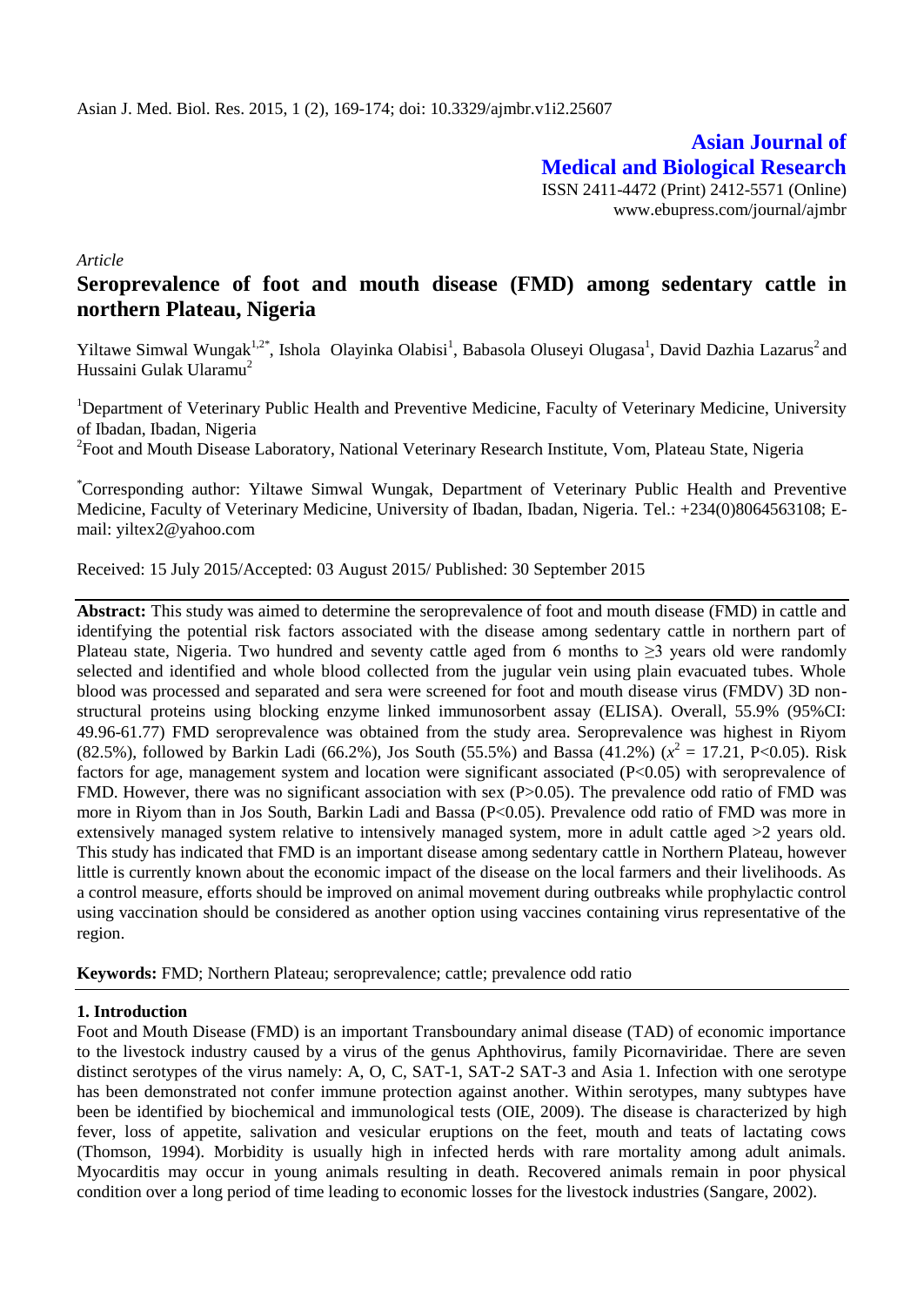*Article*

# Seroprevalence of foot and mouth disease (FMD) among sedentary cattle in northern Plateau, Nigeria

Yiltawe Simwal Wungak[1,2*], Ishola Olayinka Olabisi[1], Babasola Oluseyi Olugasa[1], David Dazhia Lazarus[2] and Hussaini Gulak Ularamu[2]

[1]Department of Veterinary Public Health and Preventive Medicine, Faculty of Veterinary Medicine, University of Ibadan, Ibadan, Nigeria

[2]Foot and Mouth Disease Laboratory, National Veterinary Research Institute, Vom, Plateau State, Nigeria

[*]Corresponding author: Yiltawe Simwal Wungak, Department of Veterinary Public Health and Preventive Medicine, Faculty of Veterinary Medicine, University of Ibadan, Ibadan, Nigeria. Tel.: +234(0)8064563108; E-mail: yiltex2@yahoo.com

Received: 15 July 2015/Accepted: 03 August 2015/ Published: 30 September 2015

**Abstract:** This study was aimed to determine the seroprevalence of foot and mouth disease (FMD) in cattle and identifying the potential risk factors associated with the disease among sedentary cattle in northern part of Plateau state, Nigeria. Two hundred and seventy cattle aged from 6 months to ≥3 years old were randomly selected and identified and whole blood collected from the jugular vein using plain evacuated tubes. Whole blood was processed and separated and sera were screened for foot and mouth disease virus (FMDV) 3D non-structural proteins using blocking enzyme linked immunosorbent assay (ELISA). Overall, 55.9% (95%CI: 49.96-61.77) FMD seroprevalence was obtained from the study area. Seroprevalence was highest in Riyom (82.5%), followed by Barkin Ladi (66.2%), Jos South (55.5%) and Bassa (41.2%) ($x^2$ = 17.21, P<0.05). Risk factors for age, management system and location were significant associated (P<0.05) with seroprevalence of FMD. However, there was no significant association with sex (P>0.05). The prevalence odd ratio of FMD was more in Riyom than in Jos South, Barkin Ladi and Bassa (P<0.05). Prevalence odd ratio of FMD was more in extensively managed system relative to intensively managed system, more in adult cattle aged >2 years old. This study has indicated that FMD is an important disease among sedentary cattle in Northern Plateau, however little is currently known about the economic impact of the disease on the local farmers and their livelihoods. As a control measure, efforts should be improved on animal movement during outbreaks while prophylactic control using vaccination should be considered as another option using vaccines containing virus representative of the region.

**Keywords:** FMD; Northern Plateau; seroprevalence; cattle; prevalence odd ratio

## 1. Introduction

Foot and Mouth Disease (FMD) is an important Transboundary animal disease (TAD) of economic importance to the livestock industry caused by a virus of the genus Aphthovirus, family Picornaviridae. There are seven distinct serotypes of the virus namely: A, O, C, SAT-1, SAT-2 SAT-3 and Asia 1. Infection with one serotype has been demonstrated not confer immune protection against another. Within serotypes, many subtypes have been be identified by biochemical and immunological tests (OIE, 2009). The disease is characterized by high fever, loss of appetite, salivation and vesicular eruptions on the feet, mouth and teats of lactating cows (Thomson, 1994). Morbidity is usually high in infected herds with rare mortality among adult animals. Myocarditis may occur in young animals resulting in death. Recovered animals remain in poor physical condition over a long period of time leading to economic losses for the livestock industries (Sangare, 2002).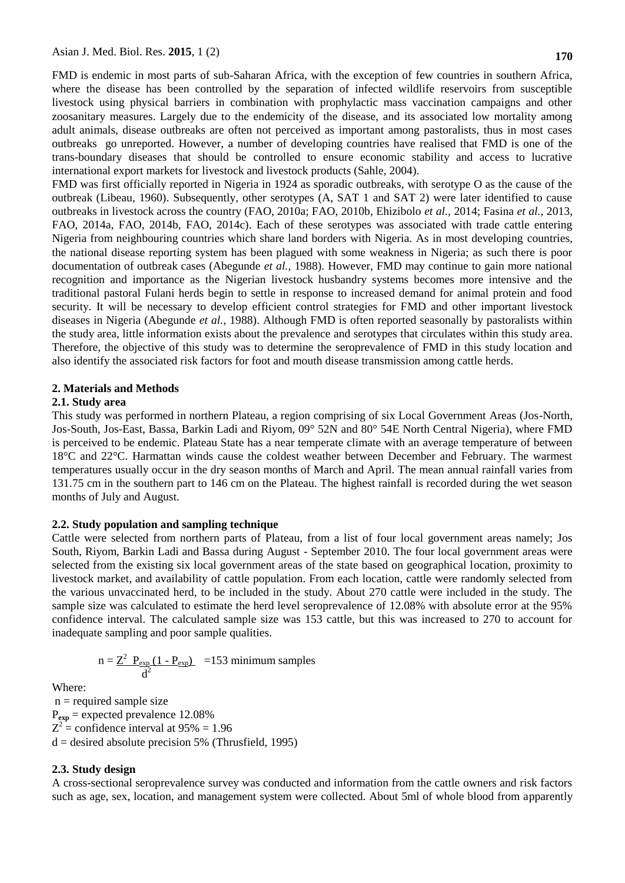FMD is endemic in most parts of sub-Saharan Africa, with the exception of few countries in southern Africa, where the disease has been controlled by the separation of infected wildlife reservoirs from susceptible livestock using physical barriers in combination with prophylactic mass vaccination campaigns and other zoosanitary measures. Largely due to the endemicity of the disease, and its associated low mortality among adult animals, disease outbreaks are often not perceived as important among pastoralists, thus in most cases outbreaks go unreported. However, a number of developing countries have realised that FMD is one of the trans-boundary diseases that should be controlled to ensure economic stability and access to lucrative international export markets for livestock and livestock products (Sahle, 2004).

FMD was first officially reported in Nigeria in 1924 as sporadic outbreaks, with serotype O as the cause of the outbreak (Libeau, 1960). Subsequently, other serotypes (A, SAT 1 and SAT 2) were later identified to cause outbreaks in livestock across the country (FAO, 2010a; FAO, 2010b, Ehizibolo *et al.,* 2014; Fasina *et al.,* 2013, FAO, 2014a, FAO, 2014b, FAO, 2014c). Each of these serotypes was associated with trade cattle entering Nigeria from neighbouring countries which share land borders with Nigeria. As in most developing countries, the national disease reporting system has been plagued with some weakness in Nigeria; as such there is poor documentation of outbreak cases (Abegunde *et al.,* 1988). However, FMD may continue to gain more national recognition and importance as the Nigerian livestock husbandry systems becomes more intensive and the traditional pastoral Fulani herds begin to settle in response to increased demand for animal protein and food security. It will be necessary to develop efficient control strategies for FMD and other important livestock diseases in Nigeria (Abegunde *et al.,* 1988). Although FMD is often reported seasonally by pastoralists within the study area, little information exists about the prevalence and serotypes that circulates within this study area. Therefore, the objective of this study was to determine the seroprevalence of FMD in this study location and also identify the associated risk factors for foot and mouth disease transmission among cattle herds.

## 2. Materials and Methods

### 2.1. Study area

This study was performed in northern Plateau, a region comprising of six Local Government Areas (Jos-North, Jos-South, Jos-East, Bassa, Barkin Ladi and Riyom, 09° 52N and 80° 54E North Central Nigeria), where FMD is perceived to be endemic. Plateau State has a near temperate climate with an average temperature of between 18°C and 22°C. Harmattan winds cause the coldest weather between December and February. The warmest temperatures usually occur in the dry season months of March and April. The mean annual rainfall varies from 131.75 cm in the southern part to 146 cm on the Plateau. The highest rainfall is recorded during the wet season months of July and August.

### 2.2. Study population and sampling technique

Cattle were selected from northern parts of Plateau, from a list of four local government areas namely; Jos South, Riyom, Barkin Ladi and Bassa during August - September 2010. The four local government areas were selected from the existing six local government areas of the state based on geographical location, proximity to livestock market, and availability of cattle population. From each location, cattle were randomly selected from the various unvaccinated herd, to be included in the study. About 270 cattle were included in the study. The sample size was calculated to estimate the herd level seroprevalence of 12.08% with absolute error at the 95% confidence interval. The calculated sample size was 153 cattle, but this was increased to 270 to account for inadequate sampling and poor sample qualities.

$$n = \frac{Z^2 \ P_{exp} \ (1 - P_{exp})}{d^2} \quad = 153 \text{ minimum samples}$$

Where:

$n$ = required sample size

$P_{exp}$ = expected prevalence 12.08%

$Z^2$ = confidence interval at 95% = 1.96

$d$ = desired absolute precision 5% (Thrusfield, 1995)

### 2.3. Study design

A cross-sectional seroprevalence survey was conducted and information from the cattle owners and risk factors such as age, sex, location, and management system were collected. About 5ml of whole blood from apparently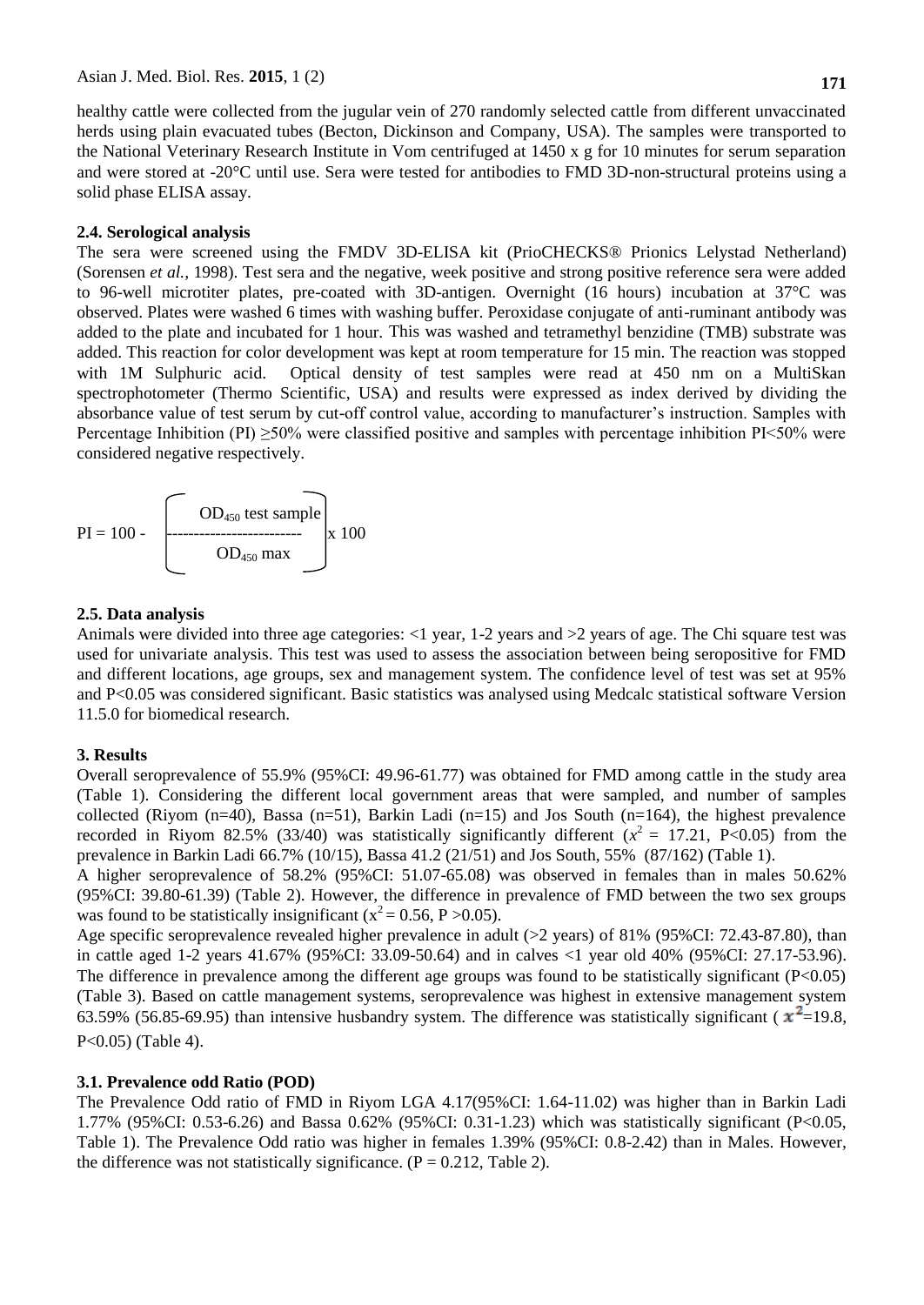healthy cattle were collected from the jugular vein of 270 randomly selected cattle from different unvaccinated herds using plain evacuated tubes (Becton, Dickinson and Company, USA). The samples were transported to the National Veterinary Research Institute in Vom centrifuged at 1450 x g for 10 minutes for serum separation and were stored at -20°C until use. Sera were tested for antibodies to FMD 3D-non-structural proteins using a solid phase ELISA assay.

### 2.4. Serological analysis

The sera were screened using the FMDV 3D-ELISA kit (PrioCHECKS® Prionics Lelystad Netherland) (Sorensen *et al.*, 1998). Test sera and the negative, week positive and strong positive reference sera were added to 96-well microtiter plates, pre-coated with 3D-antigen. Overnight (16 hours) incubation at 37°C was observed. Plates were washed 6 times with washing buffer. Peroxidase conjugate of anti-ruminant antibody was added to the plate and incubated for 1 hour. This was washed and tetramethyl benzidine (TMB) substrate was added. This reaction for color development was kept at room temperature for 15 min. The reaction was stopped with 1M Sulphuric acid. Optical density of test samples were read at 450 nm on a MultiSkan spectrophotometer (Thermo Scientific, USA) and results were expressed as index derived by dividing the absorbance value of test serum by cut-off control value, according to manufacturer's instruction. Samples with Percentage Inhibition (PI) ≥50% were classified positive and samples with percentage inhibition PI<50% were considered negative respectively.

$$PI = 100 - \left( \frac{OD_{450}\text{ test sample}}{OD_{450}\text{ max}} \right) \times 100$$

### 2.5. Data analysis

Animals were divided into three age categories: <1 year, 1-2 years and >2 years of age. The Chi square test was used for univariate analysis. This test was used to assess the association between being seropositive for FMD and different locations, age groups, sex and management system. The confidence level of test was set at 95% and P<0.05 was considered significant. Basic statistics was analysed using Medcalc statistical software Version 11.5.0 for biomedical research.

## 3. Results

Overall seroprevalence of 55.9% (95%CI: 49.96-61.77) was obtained for FMD among cattle in the study area (Table 1). Considering the different local government areas that were sampled, and number of samples collected (Riyom (n=40), Bassa (n=51), Barkin Ladi (n=15) and Jos South (n=164), the highest prevalence recorded in Riyom 82.5% (33/40) was statistically significantly different ($x^2$ = 17.21, P<0.05) from the prevalence in Barkin Ladi 66.7% (10/15), Bassa 41.2 (21/51) and Jos South, 55% (87/162) (Table 1).

A higher seroprevalence of 58.2% (95%CI: 51.07-65.08) was observed in females than in males 50.62% (95%CI: 39.80-61.39) (Table 2). However, the difference in prevalence of FMD between the two sex groups was found to be statistically insignificant ($x^2$ = 0.56, P >0.05).

Age specific seroprevalence revealed higher prevalence in adult (>2 years) of 81% (95%CI: 72.43-87.80), than in cattle aged 1-2 years 41.67% (95%CI: 33.09-50.64) and in calves <1 year old 40% (95%CI: 27.17-53.96). The difference in prevalence among the different age groups was found to be statistically significant (P<0.05) (Table 3). Based on cattle management systems, seroprevalence was highest in extensive management system 63.59% (56.85-69.95) than intensive husbandry system. The difference was statistically significant ($x^2$=19.8, P<0.05) (Table 4).

### 3.1. Prevalence odd Ratio (POD)

The Prevalence Odd ratio of FMD in Riyom LGA 4.17(95%CI: 1.64-11.02) was higher than in Barkin Ladi 1.77% (95%CI: 0.53-6.26) and Bassa 0.62% (95%CI: 0.31-1.23) which was statistically significant (P<0.05, Table 1). The Prevalence Odd ratio was higher in females 1.39% (95%CI: 0.8-2.42) than in Males. However, the difference was not statistically significance. (P = 0.212, Table 2).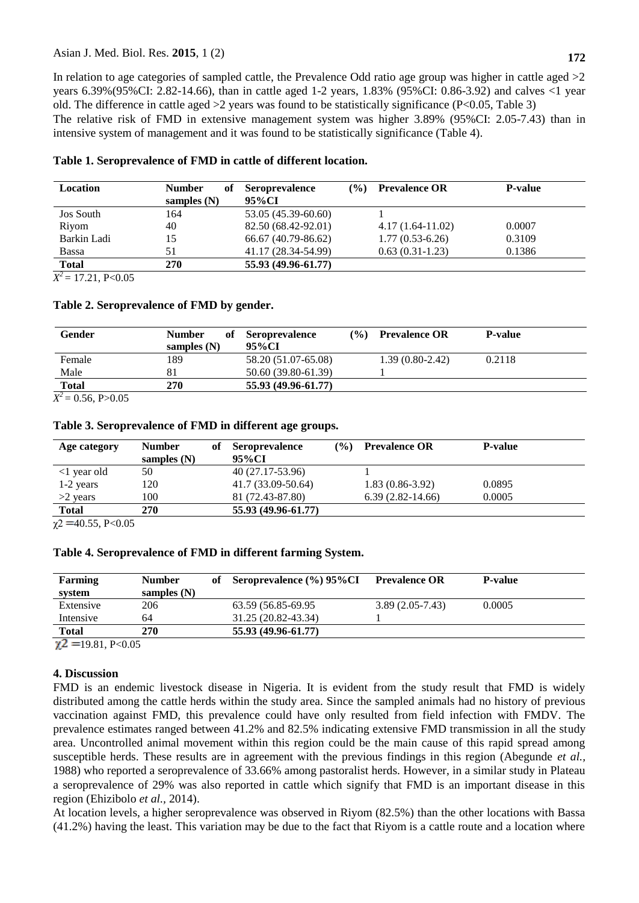In relation to age categories of sampled cattle, the Prevalence Odd ratio age group was higher in cattle aged >2 years 6.39%(95%CI: 2.82-14.66), than in cattle aged 1-2 years, 1.83% (95%CI: 0.86-3.92) and calves <1 year old. The difference in cattle aged >2 years was found to be statistically significance (P<0.05, Table 3)

The relative risk of FMD in extensive management system was higher 3.89% (95%CI: 2.05-7.43) than in intensive system of management and it was found to be statistically significance (Table 4).

**Table 1. Seroprevalence of FMD in cattle of different location.**

| Location | Number of samples (N) | Seroprevalence (%) 95%CI | Prevalence OR | P-value |
|---|---|---|---|---|
| Jos South | 164 | 53.05 (45.39-60.60) | 1 | |
| Riyom | 40 | 82.50 (68.42-92.01) | 4.17 (1.64-11.02) | 0.0007 |
| Barkin Ladi | 15 | 66.67 (40.79-86.62) | 1.77 (0.53-6.26) | 0.3109 |
| Bassa | 51 | 41.17 (28.34-54.99) | 0.63 (0.31-1.23) | 0.1386 |
| **Total** | **270** | **55.93 (49.96-61.77)** | | |

$X^2$ = 17.21, P<0.05

**Table 2. Seroprevalence of FMD by gender.**

| Gender | Number of samples (N) | Seroprevalence (%) 95%CI | Prevalence OR | P-value |
|---|---|---|---|---|
| Female | 189 | 58.20 (51.07-65.08) | 1.39 (0.80-2.42) | 0.2118 |
| Male | 81 | 50.60 (39.80-61.39) | 1 | |
| **Total** | **270** | **55.93 (49.96-61.77)** | | |

$X^2$ = 0.56, P>0.05

**Table 3. Seroprevalence of FMD in different age groups.**

| Age category | Number of samples (N) | Seroprevalence (%) 95%CI | Prevalence OR | P-value |
|---|---|---|---|---|
| <1 year old | 50 | 40 (27.17-53.96) | 1 | |
| 1-2 years | 120 | 41.7 (33.09-50.64) | 1.83 (0.86-3.92) | 0.0895 |
| >2 years | 100 | 81 (72.43-87.80) | 6.39 (2.82-14.66) | 0.0005 |
| **Total** | **270** | **55.93 (49.96-61.77)** | | |

$\chi 2$ =40.55, P<0.05

**Table 4. Seroprevalence of FMD in different farming System.**

| Farming system | Number of samples (N) | Seroprevalence (%) 95%CI | Prevalence OR | P-value |
|---|---|---|---|---|
| Extensive | 206 | 63.59 (56.85-69.95 | 3.89 (2.05-7.43) | 0.0005 |
| Intensive | 64 | 31.25 (20.82-43.34) | 1 | |
| **Total** | **270** | **55.93 (49.96-61.77)** | | |

$\chi 2$ =19.81, P<0.05

## 4. Discussion

FMD is an endemic livestock disease in Nigeria. It is evident from the study result that FMD is widely distributed among the cattle herds within the study area. Since the sampled animals had no history of previous vaccination against FMD, this prevalence could have only resulted from field infection with FMDV. The prevalence estimates ranged between 41.2% and 82.5% indicating extensive FMD transmission in all the study area. Uncontrolled animal movement within this region could be the main cause of this rapid spread among susceptible herds. These results are in agreement with the previous findings in this region (Abegunde *et al.,* 1988) who reported a seroprevalence of 33.66% among pastoralist herds. However, in a similar study in Plateau a seroprevalence of 29% was also reported in cattle which signify that FMD is an important disease in this region (Ehizibolo *et al.,* 2014).

At location levels, a higher seroprevalence was observed in Riyom (82.5%) than the other locations with Bassa (41.2%) having the least. This variation may be due to the fact that Riyom is a cattle route and a location where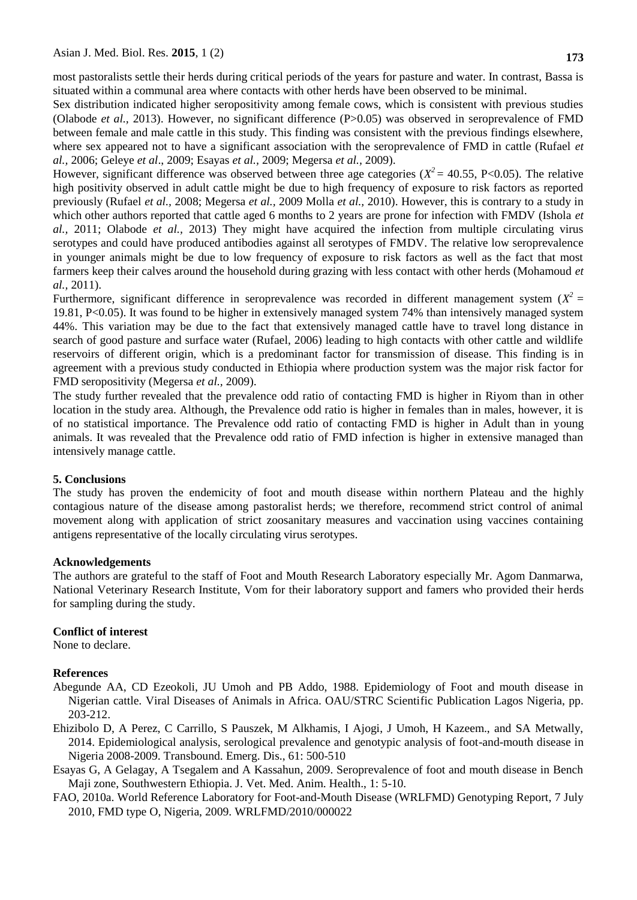most pastoralists settle their herds during critical periods of the years for pasture and water. In contrast, Bassa is situated within a communal area where contacts with other herds have been observed to be minimal.

Sex distribution indicated higher seropositivity among female cows, which is consistent with previous studies (Olabode *et al.,* 2013). However, no significant difference (P>0.05) was observed in seroprevalence of FMD between female and male cattle in this study. This finding was consistent with the previous findings elsewhere, where sex appeared not to have a significant association with the seroprevalence of FMD in cattle (Rufael *et al.,* 2006; Geleye *et al*., 2009; Esayas *et al.,* 2009; Megersa *et al.,* 2009).

However, significant difference was observed between three age categories ($X^2 = 40.55$, P<0.05). The relative high positivity observed in adult cattle might be due to high frequency of exposure to risk factors as reported previously (Rufael *et al.,* 2008; Megersa *et al.,* 2009 Molla *et al.,* 2010). However, this is contrary to a study in which other authors reported that cattle aged 6 months to 2 years are prone for infection with FMDV (Ishola *et al.,* 2011; Olabode *et al.,* 2013) They might have acquired the infection from multiple circulating virus serotypes and could have produced antibodies against all serotypes of FMDV. The relative low seroprevalence in younger animals might be due to low frequency of exposure to risk factors as well as the fact that most farmers keep their calves around the household during grazing with less contact with other herds (Mohamoud *et al.,* 2011).

Furthermore, significant difference in seroprevalence was recorded in different management system ($X^2 = 19.81$, P<0.05). It was found to be higher in extensively managed system 74% than intensively managed system 44%. This variation may be due to the fact that extensively managed cattle have to travel long distance in search of good pasture and surface water (Rufael, 2006) leading to high contacts with other cattle and wildlife reservoirs of different origin, which is a predominant factor for transmission of disease. This finding is in agreement with a previous study conducted in Ethiopia where production system was the major risk factor for FMD seropositivity (Megersa *et al.,* 2009).

The study further revealed that the prevalence odd ratio of contacting FMD is higher in Riyom than in other location in the study area. Although, the Prevalence odd ratio is higher in females than in males, however, it is of no statistical importance. The Prevalence odd ratio of contacting FMD is higher in Adult than in young animals. It was revealed that the Prevalence odd ratio of FMD infection is higher in extensive managed than intensively manage cattle.

## 5. Conclusions

The study has proven the endemicity of foot and mouth disease within northern Plateau and the highly contagious nature of the disease among pastoralist herds; we therefore, recommend strict control of animal movement along with application of strict zoosanitary measures and vaccination using vaccines containing antigens representative of the locally circulating virus serotypes.

## Acknowledgements

The authors are grateful to the staff of Foot and Mouth Research Laboratory especially Mr. Agom Danmarwa, National Veterinary Research Institute, Vom for their laboratory support and famers who provided their herds for sampling during the study.

## Conflict of interest

None to declare.

## References

Abegunde AA, CD Ezeokoli, JU Umoh and PB Addo, 1988. Epidemiology of Foot and mouth disease in Nigerian cattle. Viral Diseases of Animals in Africa. OAU/STRC Scientific Publication Lagos Nigeria, pp. 203-212.

Ehizibolo D, A Perez, C Carrillo, S Pauszek, M Alkhamis, I Ajogi, J Umoh, H Kazeem., and SA Metwally, 2014. Epidemiological analysis, serological prevalence and genotypic analysis of foot-and-mouth disease in Nigeria 2008-2009. Transbound. Emerg. Dis., 61: 500-510

Esayas G, A Gelagay, A Tsegalem and A Kassahun, 2009. Seroprevalence of foot and mouth disease in Bench Maji zone, Southwestern Ethiopia. J. Vet. Med. Anim. Health., 1: 5-10.

FAO, 2010a. World Reference Laboratory for Foot-and-Mouth Disease (WRLFMD) Genotyping Report, 7 July 2010, FMD type O, Nigeria, 2009. WRLFMD/2010/000022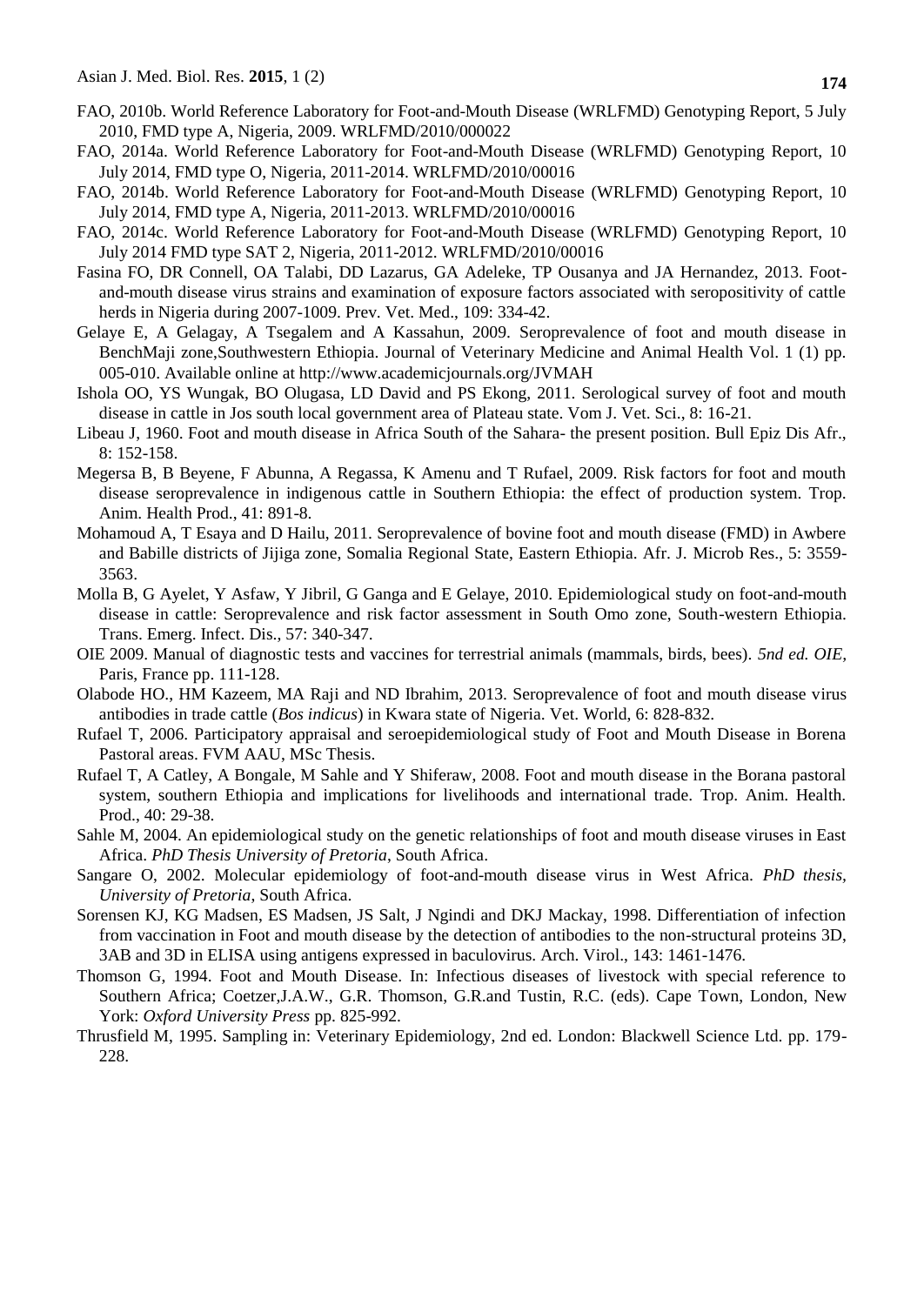FAO, 2010b. World Reference Laboratory for Foot-and-Mouth Disease (WRLFMD) Genotyping Report, 5 July 2010, FMD type A, Nigeria, 2009. WRLFMD/2010/000022

FAO, 2014a. World Reference Laboratory for Foot-and-Mouth Disease (WRLFMD) Genotyping Report, 10 July 2014, FMD type O, Nigeria, 2011-2014. WRLFMD/2010/00016

FAO, 2014b. World Reference Laboratory for Foot-and-Mouth Disease (WRLFMD) Genotyping Report, 10 July 2014, FMD type A, Nigeria, 2011-2013. WRLFMD/2010/00016

FAO, 2014c. World Reference Laboratory for Foot-and-Mouth Disease (WRLFMD) Genotyping Report, 10 July 2014 FMD type SAT 2, Nigeria, 2011-2012. WRLFMD/2010/00016

Fasina FO, DR Connell, OA Talabi, DD Lazarus, GA Adeleke, TP Ousanya and JA Hernandez, 2013. Foot-and-mouth disease virus strains and examination of exposure factors associated with seropositivity of cattle herds in Nigeria during 2007-1009. Prev. Vet. Med., 109: 334-42.

Gelaye E, A Gelagay, A Tsegalem and A Kassahun, 2009. Seroprevalence of foot and mouth disease in BenchMaji zone,Southwestern Ethiopia. Journal of Veterinary Medicine and Animal Health Vol. 1 (1) pp. 005-010. Available online at http://www.academicjournals.org/JVMAH

Ishola OO, YS Wungak, BO Olugasa, LD David and PS Ekong, 2011. Serological survey of foot and mouth disease in cattle in Jos south local government area of Plateau state. Vom J. Vet. Sci., 8: 16-21.

Libeau J, 1960. Foot and mouth disease in Africa South of the Sahara- the present position. Bull Epiz Dis Afr., 8: 152-158.

Megersa B, B Beyene, F Abunna, A Regassa, K Amenu and T Rufael, 2009. Risk factors for foot and mouth disease seroprevalence in indigenous cattle in Southern Ethiopia: the effect of production system. Trop. Anim. Health Prod., 41: 891-8.

Mohamoud A, T Esaya and D Hailu, 2011. Seroprevalence of bovine foot and mouth disease (FMD) in Awbere and Babille districts of Jijiga zone, Somalia Regional State, Eastern Ethiopia. Afr. J. Microb Res., 5: 3559-3563.

Molla B, G Ayelet, Y Asfaw, Y Jibril, G Ganga and E Gelaye, 2010. Epidemiological study on foot-and-mouth disease in cattle: Seroprevalence and risk factor assessment in South Omo zone, South-western Ethiopia. Trans. Emerg. Infect. Dis., 57: 340-347.

OIE 2009. Manual of diagnostic tests and vaccines for terrestrial animals (mammals, birds, bees). *5nd ed. OIE*, Paris, France pp. 111-128.

Olabode HO., HM Kazeem, MA Raji and ND Ibrahim, 2013. Seroprevalence of foot and mouth disease virus antibodies in trade cattle (*Bos indicus*) in Kwara state of Nigeria. Vet. World, 6: 828-832.

Rufael T, 2006. Participatory appraisal and seroepidemiological study of Foot and Mouth Disease in Borena Pastoral areas. FVM AAU, MSc Thesis.

Rufael T, A Catley, A Bongale, M Sahle and Y Shiferaw, 2008. Foot and mouth disease in the Borana pastoral system, southern Ethiopia and implications for livelihoods and international trade. Trop. Anim. Health. Prod., 40: 29-38.

Sahle M, 2004. An epidemiological study on the genetic relationships of foot and mouth disease viruses in East Africa. *PhD Thesis University of Pretoria*, South Africa.

Sangare O, 2002. Molecular epidemiology of foot-and-mouth disease virus in West Africa. *PhD thesis, University of Pretoria*, South Africa.

Sorensen KJ, KG Madsen, ES Madsen, JS Salt, J Ngindi and DKJ Mackay, 1998. Differentiation of infection from vaccination in Foot and mouth disease by the detection of antibodies to the non-structural proteins 3D, 3AB and 3D in ELISA using antigens expressed in baculovirus. Arch. Virol., 143: 1461-1476.

Thomson G, 1994. Foot and Mouth Disease. In: Infectious diseases of livestock with special reference to Southern Africa; Coetzer,J.A.W., G.R. Thomson, G.R.and Tustin, R.C. (eds). Cape Town, London, New York: *Oxford University Press* pp. 825-992.

Thrusfield M, 1995. Sampling in: Veterinary Epidemiology, 2nd ed. London: Blackwell Science Ltd. pp. 179-228.